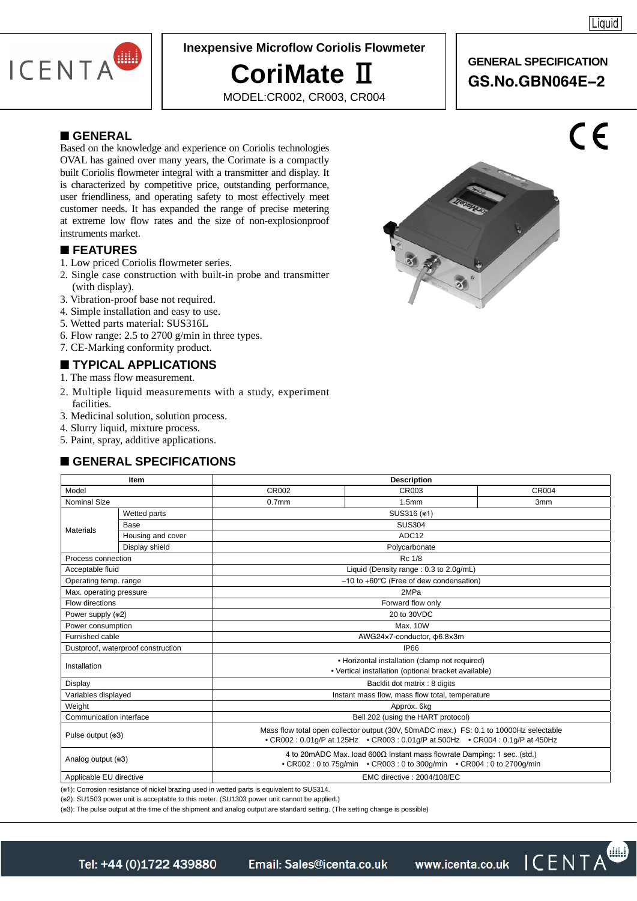Liquid

# Inexpensive Microflow Coriolis Flowmeter

# CoriMate Ⅱ

MODEL:CR002, CR003, CR004

**GENERAL SPECIFICATION**

**GS.No.GBN064E–2**

## ■ GENERAL

Based on the knowledge and experience on Coriolis technologies OVAL has gained over many years, the Corimate is a compactly built Coriolis flowmeter integral with a transmitter and display. It is characterized by competitive price, outstanding performance, user friendliness, and operating safety to most effectively meet customer needs. It has expanded the range of precise metering at extreme low flow rates and the size of non-explosionproof instruments market.

## ■ FEATURES

1. Low priced Coriolis flowmeter series.
2. Single case construction with built-in probe and transmitter (with display).
3. Vibration-proof base not required.
4. Simple installation and easy to use.
5. Wetted parts material: SUS316L
6. Flow range: 2.5 to 2700 g/min in three types.
7. CE-Marking conformity product.

## ■ TYPICAL APPLICATIONS

1. The mass flow measurement.
2. Multiple liquid measurements with a study, experiment facilities.
3. Medicinal solution, solution process.
4. Slurry liquid, mixture process.
5. Paint, spray, additive applications.

## ■ GENERAL SPECIFICATIONS

| Item | | Description | | |
|---|---|---|---|---|
| Model | | CR002 | CR003 | CR004 |
| Nominal Size | | 0.7mm | 1.5mm | 3mm |
| Materials | Wetted parts | SUS316 (※1) | | |
| | Base | SUS304 | | |
| | Housing and cover | ADC12 | | |
| | Display shield | Polycarbonate | | |
| Process connection | | Rc 1/8 | | |
| Acceptable fluid | | Liquid (Density range : 0.3 to 2.0g/mL) | | |
| Operating temp. range | | –10 to +60°C (Free of dew condensation) | | |
| Max. operating pressure | | 2MPa | | |
| Flow directions | | Forward flow only | | |
| Power supply (※2) | | 20 to 30VDC | | |
| Power consumption | | Max. 10W | | |
| Furnished cable | | AWG24×7-conductor, φ6.8×3m | | |
| Dustproof, waterproof construction | | IP66 | | |
| Installation | | • Horizontal installation (clamp not required)<br>• Vertical installation (optional bracket available) | | |
| Display | | Backlit dot matrix : 8 digits | | |
| Variables displayed | | Instant mass flow, mass flow total, temperature | | |
| Weight | | Approx. 6kg | | |
| Communication interface | | Bell 202 (using the HART protocol) | | |
| Pulse output (※3) | | Mass flow total open collector output (30V, 50mADC max.) FS: 0.1 to 10000Hz selectable<br>• CR002 : 0.01g/P at 125Hz • CR003 : 0.01g/P at 500Hz • CR004 : 0.1g/P at 450Hz | | |
| Analog output (※3) | | 4 to 20mADC Max. load 600Ω Instant mass flowrate Damping: 1 sec. (std.)<br>• CR002 : 0 to 75g/min • CR003 : 0 to 300g/min • CR004 : 0 to 2700g/min | | |
| Applicable EU directive | | EMC directive : 2004/108/EC | | |

(※1): Corrosion resistance of nickel brazing used in wetted parts is equivalent to SUS314.
(※2): SU1503 power unit is acceptable to this meter. (SU1303 power unit cannot be applied.)
(※3): The pulse output at the time of the shipment and analog output are standard setting. (The setting change is possible)

Tel: +44 (0)1722 439880 Email: Sales@icenta.co.uk www.icenta.co.uk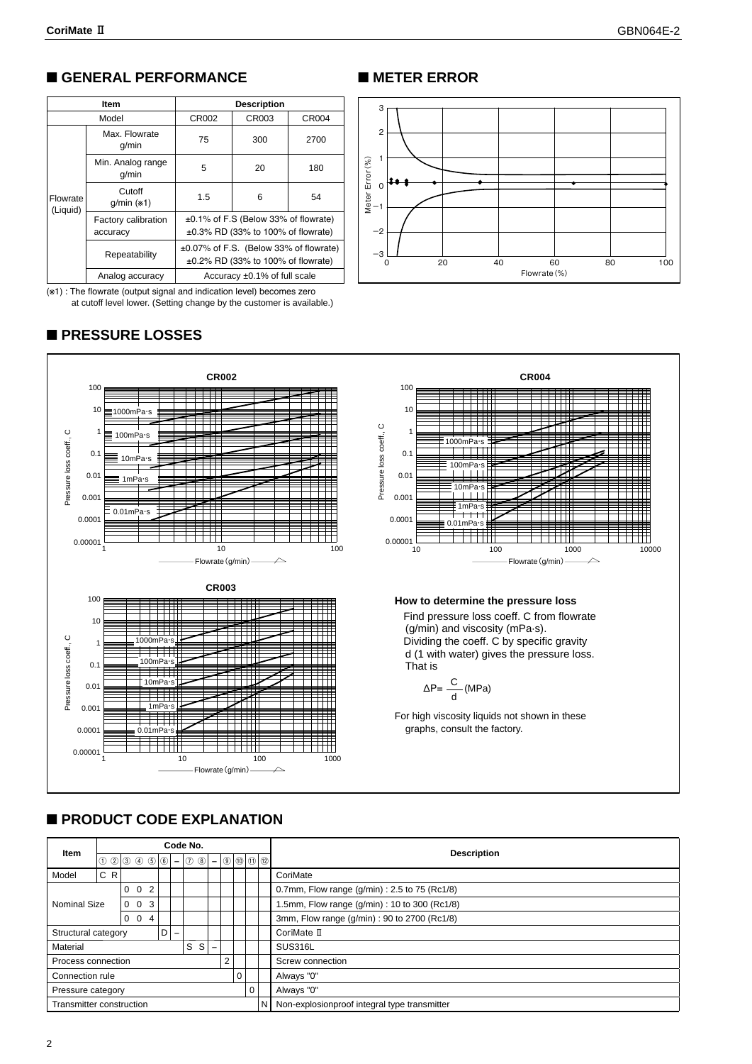## ■ GENERAL PERFORMANCE

| Item | | Description | | |
|---|---|---|---|---|
| Model | | CR002 | CR003 | CR004 |
| Flowrate (Liquid) | Max. Flowrate g/min | 75 | 300 | 2700 |
| | Min. Analog range g/min | 5 | 20 | 180 |
| | Cutoff g/min (※1) | 1.5 | 6 | 54 |
| | Factory calibration accuracy | ±0.1% of F.S (Below 33% of flowrate)<br>±0.3% RD (33% to 100% of flowrate) | | |
| | Repeatability | ±0.07% of F.S. (Below 33% of flowrate)<br>±0.2% RD (33% to 100% of flowrate) | | |
| | Analog accuracy | Accuracy ±0.1% of full scale | | |

(※1) : The flowrate (output signal and indication level) becomes zero at cutoff level lower. (Setting change by the customer is available.)

## ■ METER ERROR

Meter Error (%)

Flowrate (%)

## ■ PRESSURE LOSSES

**CR002**

Pressure loss coeff., C — Flowrate (g/min)

1000mPa·s, 100mPa·s, 10mPa·s, 1mPa·s, 0.01mPa·s

**CR004**

Pressure loss coeff., C — Flowrate (g/min)

1000mPa·s, 100mPa·s, 10mPa·s, 1mPa·s, 0.01mPa·s

**CR003**

Pressure loss coeff., C — Flowrate (g/min)

1000mPa·s, 100mPa·s, 10mPa·s, 1mPa·s, 0.01mPa·s

**How to determine the pressure loss**

Find pressure loss coeff. C from flowrate (g/min) and viscosity (mPa·s). Dividing the coeff. C by specific gravity d (1 with water) gives the pressure loss. That is

$$\Delta P = \frac{C}{d} \text{ (MPa)}$$

For high viscosity liquids not shown in these graphs, consult the factory.

## ■ PRODUCT CODE EXPLANATION

| Item | ① | ② | ③ | ④ | ⑤ | ⑥ | – | ⑦ | ⑧ | – | ⑨ | ⑩ | ⑪ | ⑫ | Description |
|---|---|---|---|---|---|---|---|---|---|---|---|---|---|---|---|
| Model | C | R | | | | | | | | | | | | | CoriMate |
| Nominal Size | | | 0 | 0 | 2 | | | | | | | | | | 0.7mm, Flow range (g/min) : 2.5 to 75 (Rc1/8) |
| | | | 0 | 0 | 3 | | | | | | | | | | 1.5mm, Flow range (g/min) : 10 to 300 (Rc1/8) |
| | | | 0 | 0 | 4 | | | | | | | | | | 3mm, Flow range (g/min) : 90 to 2700 (Rc1/8) |
| Structural category | | | | | | D | – | | | | | | | | CoriMate Ⅱ |
| Material | | | | | | | | S | S | – | | | | | SUS316L |
| Process connection | | | | | | | | | | | 2 | | | | Screw connection |
| Connection rule | | | | | | | | | | | | 0 | | | Always "0" |
| Pressure category | | | | | | | | | | | | | 0 | | Always "0" |
| Transmitter construction | | | | | | | | | | | | | | N | Non-explosionproof integral type transmitter |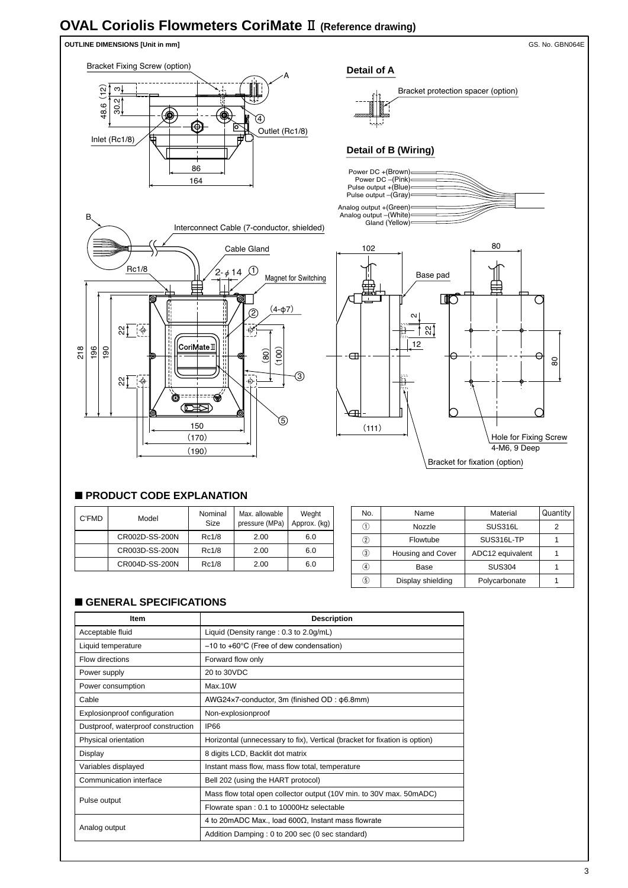# OVAL Coriolis Flowmeters CoriMate Ⅱ (Reference drawing)

**OUTLINE DIMENSIONS [Unit in mm]**

GS. No. GBN064E

Bracket Fixing Screw (option)

A

48.6 (12) 3 30.2

④

Outlet (Rc1/8)

Inlet (Rc1/8)

86

164

**Detail of A**

Bracket protection spacer (option)

**Detail of B (Wiring)**

Power DC +(Brown)
Power DC −(Pink)
Pulse output +(Blue)
Pulse output −(Gray)
Analog output +(Green)
Analog output −(White)
Gland (Yellow)

B

Interconnect Cable (7-conductor, shielded)

Cable Gland

Rc1/8

2-φ14 ①

Magnet for Switching

(4-φ7)

②

218 196 190

22

22

CoriMateⅡ

(80) (100)

③

⑤

150

(170)

(190)

102

80

Base pad

2

22

12

80

(111)

Hole for Fixing Screw
4-M6, 9 Deep

Bracket for fixation (option)

## ■ PRODUCT CODE EXPLANATION

| C'FMD | Model | Nominal Size | Max. allowable pressure (MPa) | Weght Approx. (kg) |
|---|---|---|---|---|
| | CR002D-SS-200N | Rc1/8 | 2.00 | 6.0 |
| | CR003D-SS-200N | Rc1/8 | 2.00 | 6.0 |
| | CR004D-SS-200N | Rc1/8 | 2.00 | 6.0 |

| No. | Name | Material | Quantity |
|---|---|---|---|
| ① | Nozzle | SUS316L | 2 |
| ② | Flowtube | SUS316L-TP | 1 |
| ③ | Housing and Cover | ADC12 equivalent | 1 |
| ④ | Base | SUS304 | 1 |
| ⑤ | Display shielding | Polycarbonate | 1 |

## ■ GENERAL SPECIFICATIONS

| Item | Description |
|---|---|
| Acceptable fluid | Liquid (Density range : 0.3 to 2.0g/mL) |
| Liquid temperature | −10 to +60°C (Free of dew condensation) |
| Flow directions | Forward flow only |
| Power supply | 20 to 30VDC |
| Power consumption | Max.10W |
| Cable | AWG24×7-conductor, 3m (finished OD : φ6.8mm) |
| Explosionproof configuration | Non-explosionproof |
| Dustproof, waterproof construction | IP66 |
| Physical orientation | Horizontal (unnecessary to fix), Vertical (bracket for fixation is option) |
| Display | 8 digits LCD, Backlit dot matrix |
| Variables displayed | Instant mass flow, mass flow total, temperature |
| Communication interface | Bell 202 (using the HART protocol) |
| Pulse output | Mass flow total open collector output (10V min. to 30V max. 50mADC) |
| | Flowrate span : 0.1 to 10000Hz selectable |
| Analog output | 4 to 20mADC Max., load 600Ω, Instant mass flowrate |
| | Addition Damping : 0 to 200 sec (0 sec standard) |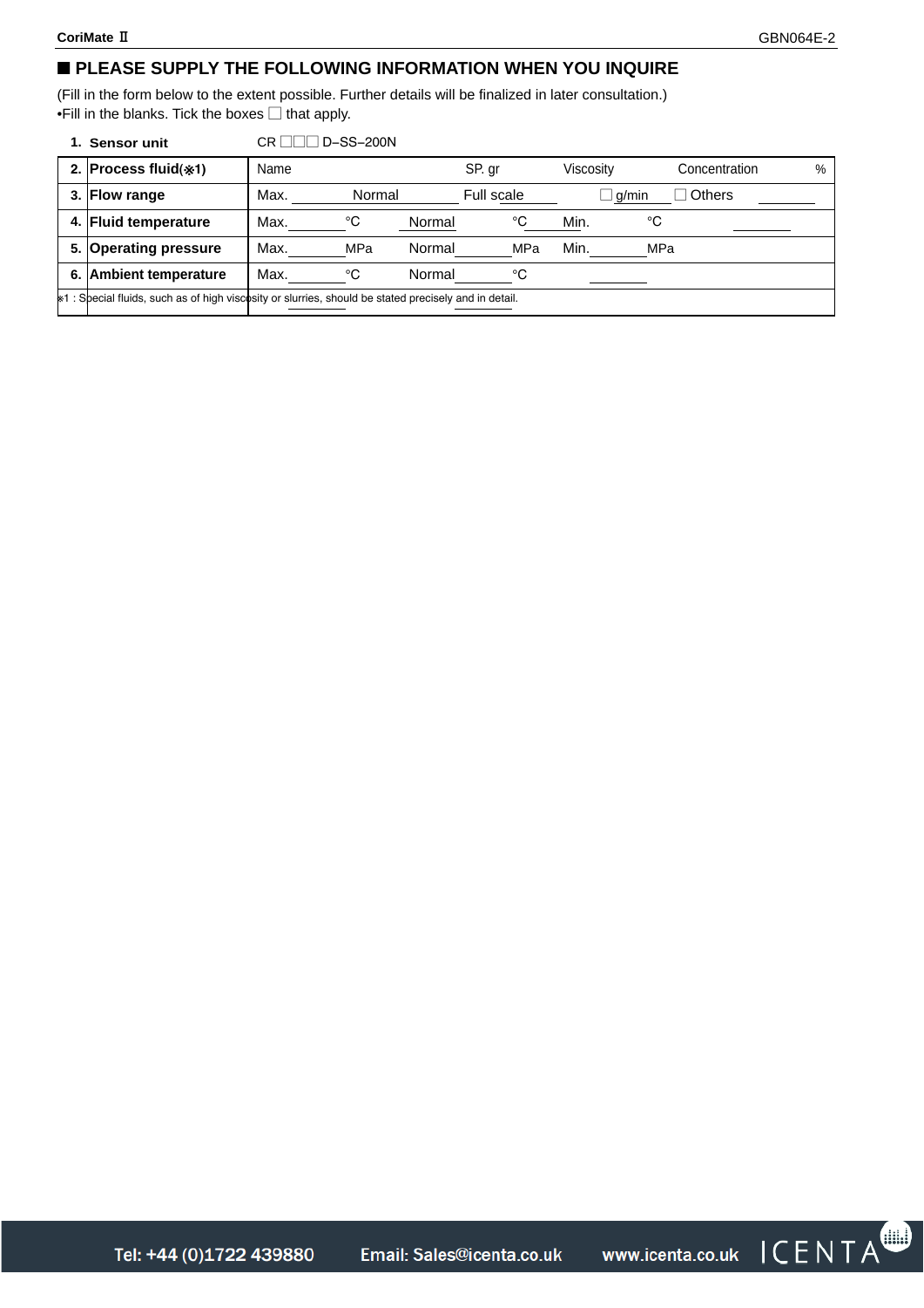## ■ PLEASE SUPPLY THE FOLLOWING INFORMATION WHEN YOU INQUIRE

(Fill in the form below to the extent possible. Further details will be finalized in later consultation.)
•Fill in the blanks. Tick the boxes □ that apply.

1. **Sensor unit** CR □□□ D–SS–200N

| | | | | | | |
|---|---|---|---|---|---|---|
| 2. | **Process fluid(※1)** | Name | SP. gr | Viscosity | Concentration | % |
| 3. | **Flow range** | Max. | Normal | Full scale | □ g/min | □ Others |
| 4. | **Fluid temperature** | Max. °C | Normal °C | Min. °C | | |
| 5. | **Operating pressure** | Max. MPa | Normal MPa | Min. MPa | | |
| 6. | **Ambient temperature** | Max. °C | Normal °C | | | |

※1 : Special fluids, such as of high viscosity or slurries, should be stated precisely and in detail.